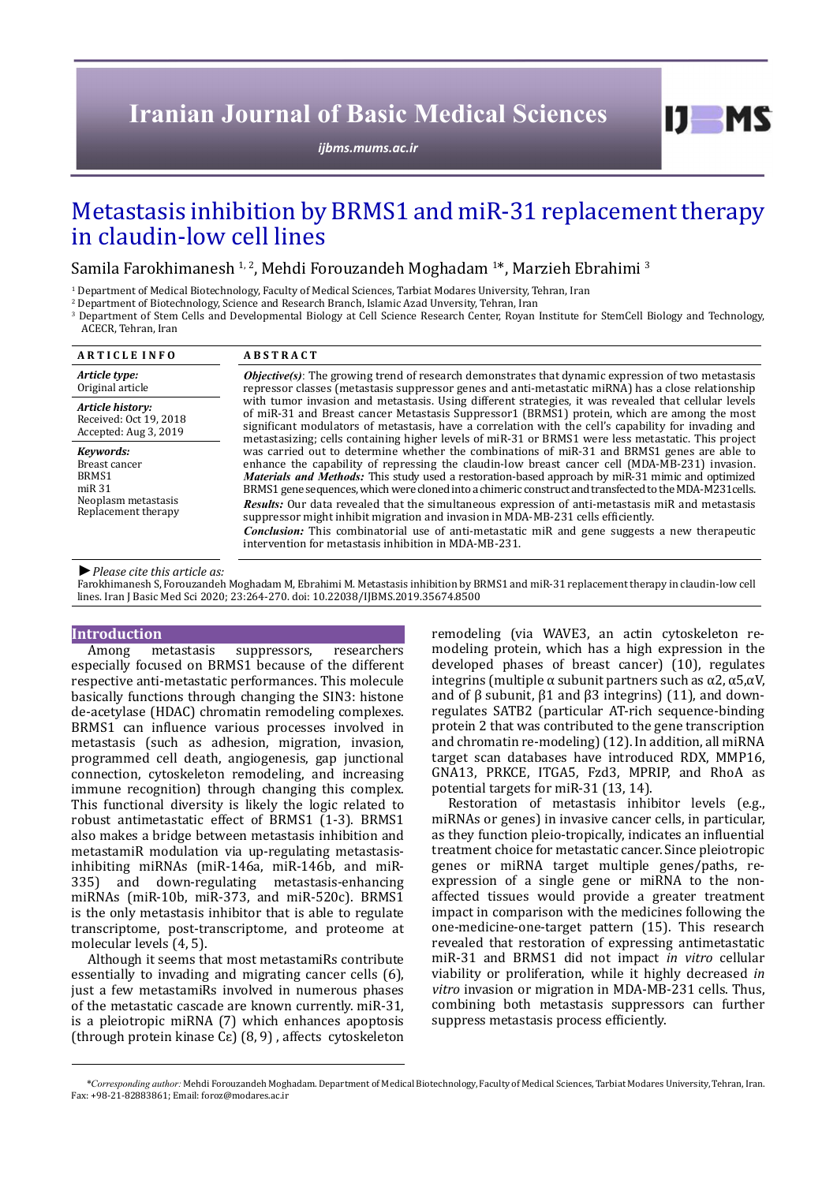# Metastasis inhibition by BRMS1 and miR-31 replacement therapy in claudin-low cell lines

Samila Farokhimanesh [1, 2], Mehdi Forouzandeh Moghadam [1]*, Marzieh Ebrahimi [3]

[1] Department of Medical Biotechnology, Faculty of Medical Sciences, Tarbiat Modares University, Tehran, Iran
[2] Department of Biotechnology, Science and Research Branch, Islamic Azad University, Tehran, Iran
[3] Department of Stem Cells and Developmental Biology at Cell Science Research Center, Royan Institute for StemCell Biology and Technology, ACECR, Tehran, Iran

| ARTICLE INFO | ABSTRACT |
|---|---|
| ***Article type:*** Original article<br>***Article history:*** Received: Oct 19, 2018 Accepted: Aug 3, 2019<br>***Keywords:*** Breast cancer, BRMS1, miR 31, Neoplasm metastasis, Replacement therapy | ***Objective(s)***: The growing trend of research demonstrates that dynamic expression of two metastasis repressor classes (metastasis suppressor genes and anti-metastatic miRNA) has a close relationship with tumor invasion and metastasis. Using different strategies, it was revealed that cellular levels of miR-31 and Breast cancer Metastasis Suppressor1 (BRMS1) protein, which are among the most significant modulators of metastasis, have a correlation with the cell's capability for invading and metastasizing; cells containing higher levels of miR-31 or BRMS1 were less metastatic. This project was carried out to determine whether the combinations of miR-31 and BRMS1 genes are able to enhance the capability of repressing the claudin-low breast cancer cell (MDA-MB-231) invasion.<br>***Materials and Methods:*** This study used a restoration-based approach by miR-31 mimic and optimized BRMS1 gene sequences, which were cloned into a chimeric construct and transfected to the MDA-M231cells.<br>***Results:*** Our data revealed that the simultaneous expression of anti-metastasis miR and metastasis suppressor might inhibit migration and invasion in MDA-MB-231 cells efficiently.<br>***Conclusion:*** This combinatorial use of anti-metastatic miR and gene suggests a new therapeutic intervention for metastasis inhibition in MDA-MB-231. |

► *Please cite this article as:*
Farokhimanesh S, Forouzandeh Moghadam M, Ebrahimi M. Metastasis inhibition by BRMS1 and miR-31 replacement therapy in claudin-low cell lines. Iran J Basic Med Sci 2020; 23:264-270. doi: 10.22038/IJBMS.2019.35674.8500

## Introduction

Among metastasis suppressors, researchers especially focused on BRMS1 because of the different respective anti-metastatic performances. This molecule basically functions through changing the SIN3: histone de-acetylase (HDAC) chromatin remodeling complexes. BRMS1 can influence various processes involved in metastasis (such as adhesion, migration, invasion, programmed cell death, angiogenesis, gap junctional connection, cytoskeleton remodeling, and increasing immune recognition) through changing this complex. This functional diversity is likely the logic related to robust antimetastatic effect of BRMS1 (1-3). BRMS1 also makes a bridge between metastasis inhibition and metastamiR modulation via up-regulating metastasis-inhibiting miRNAs (miR-146a, miR-146b, and miR-335) and down-regulating metastasis-enhancing miRNAs (miR-10b, miR-373, and miR-520c). BRMS1 is the only metastasis inhibitor that is able to regulate transcriptome, post-transcriptome, and proteome at molecular levels (4, 5).

Although it seems that most metastamiRs contribute essentially to invading and migrating cancer cells (6), just a few metastamiRs involved in numerous phases of the metastatic cascade are known currently. miR-31, is a pleiotropic miRNA (7) which enhances apoptosis (through protein kinase Cε) (8, 9) , affects cytoskeleton remodeling (via WAVE3, an actin cytoskeleton remodeling protein, which has a high expression in the developed phases of breast cancer) (10), regulates integrins (multiple α subunit partners such as α2, α5,αV, and of β subunit, β1 and β3 integrins) (11), and down-regulates SATB2 (particular AT-rich sequence-binding protein 2 that was contributed to the gene transcription and chromatin re-modeling) (12). In addition, all miRNA target scan databases have introduced RDX, MMP16, GNA13, PRKCE, ITGA5, Fzd3, MPRIP, and RhoA as potential targets for miR-31 (13, 14).

Restoration of metastasis inhibitor levels (e.g., miRNAs or genes) in invasive cancer cells, in particular, as they function pleio-tropically, indicates an influential treatment choice for metastatic cancer. Since pleiotropic genes or miRNA target multiple genes/paths, re-expression of a single gene or miRNA to the non-affected tissues would provide a greater treatment impact in comparison with the medicines following the one-medicine-one-target pattern (15). This research revealed that restoration of expressing antimetastatic miR-31 and BRMS1 did not impact *in vitro* cellular viability or proliferation, while it highly decreased *in vitro* invasion or migration in MDA-MB-231 cells. Thus, combining both metastasis suppressors can further suppress metastasis process efficiently.

*Corresponding author: Mehdi Forouzandeh Moghadam. Department of Medical Biotechnology, Faculty of Medical Sciences, Tarbiat Modares University, Tehran, Iran. Fax: +98-21-82883861; Email: foroz@modares.ac.ir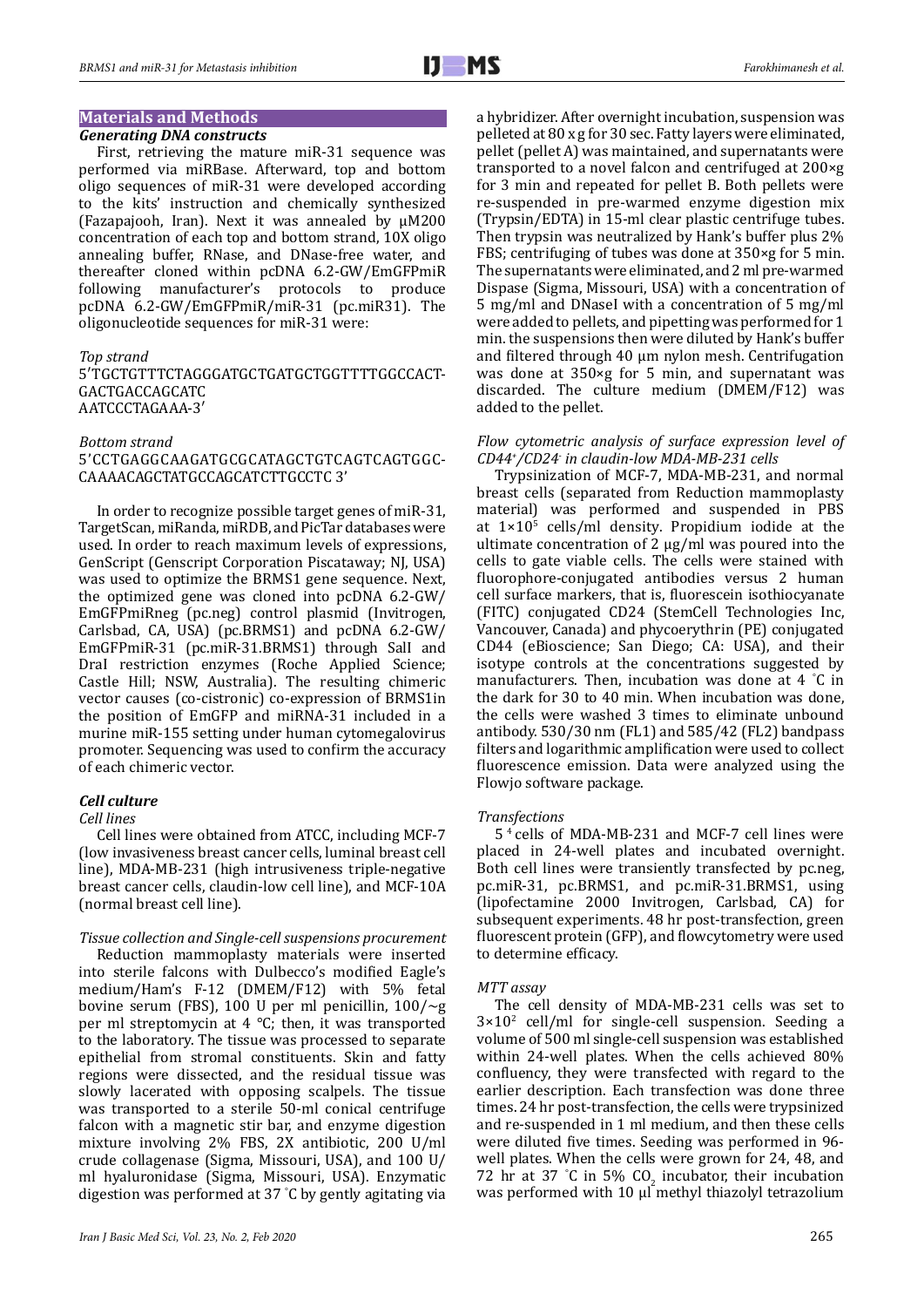## Materials and Methods

### Generating DNA constructs

First, retrieving the mature miR-31 sequence was performed via miRBase. Afterward, top and bottom oligo sequences of miR-31 were developed according to the kits' instruction and chemically synthesized (Fazapajooh, Iran). Next it was annealed by µM200 concentration of each top and bottom strand, 10X oligo annealing buffer, RNase, and DNase-free water, and thereafter cloned within pcDNA 6.2-GW/EmGFPmiR following manufacturer's protocols to produce pcDNA 6.2-GW/EmGFPmiR/miR-31 (pc.miR31). The oligonucleotide sequences for miR-31 were:

*Top strand*

5′TGCTGTTTCTAGGGATGCTGATGCTGGTTTTGGCCACT-GACTGACCAGCATC
AATCCCTAGAAA-3′

*Bottom strand*

5′CCTGAGGCAAGATGCGCATAGCTGTCAGTCAGTGGC-CAAAACAGCTATGCCAGCATCTTGCCTC 3′

In order to recognize possible target genes of miR-31, TargetScan, miRanda, miRDB, and PicTar databases were used. In order to reach maximum levels of expressions, GenScript (Genscript Corporation Piscataway; NJ, USA) was used to optimize the BRMS1 gene sequence. Next, the optimized gene was cloned into pcDNA 6.2-GW/EmGFPmiRneg (pc.neg) control plasmid (Invitrogen, Carlsbad, CA, USA) (pc.BRMS1) and pcDNA 6.2-GW/EmGFPmiR-31 (pc.miR-31.BRMS1) through SalI and DraI restriction enzymes (Roche Applied Science; Castle Hill; NSW, Australia). The resulting chimeric vector causes (co-cistronic) co-expression of BRMS1in the position of EmGFP and miRNA-31 included in a murine miR-155 setting under human cytomegalovirus promoter. Sequencing was used to confirm the accuracy of each chimeric vector.

### Cell culture

*Cell lines*

Cell lines were obtained from ATCC, including MCF-7 (low invasiveness breast cancer cells, luminal breast cell line), MDA-MB-231 (high intrusiveness triple-negative breast cancer cells, claudin-low cell line), and MCF-10A (normal breast cell line).

*Tissue collection and Single-cell suspensions procurement*

Reduction mammoplasty materials were inserted into sterile falcons with Dulbecco's modified Eagle's medium/Ham's F-12 (DMEM/F12) with 5% fetal bovine serum (FBS), 100 U per ml penicillin, 100/~g per ml streptomycin at 4 °C; then, it was transported to the laboratory. The tissue was processed to separate epithelial from stromal constituents. Skin and fatty regions were dissected, and the residual tissue was slowly lacerated with opposing scalpels. The tissue was transported to a sterile 50-ml conical centrifuge falcon with a magnetic stir bar, and enzyme digestion mixture involving 2% FBS, 2X antibiotic, 200 U/ml crude collagenase (Sigma, Missouri, USA), and 100 U/ml hyaluronidase (Sigma, Missouri, USA). Enzymatic digestion was performed at 37 ˚C by gently agitating via a hybridizer. After overnight incubation, suspension was pelleted at 80 x g for 30 sec. Fatty layers were eliminated, pellet (pellet A) was maintained, and supernatants were transported to a novel falcon and centrifuged at 200×g for 3 min and repeated for pellet B. Both pellets were re-suspended in pre-warmed enzyme digestion mix (Trypsin/EDTA) in 15-ml clear plastic centrifuge tubes. Then trypsin was neutralized by Hank's buffer plus 2% FBS; centrifuging of tubes was done at 350×g for 5 min. The supernatants were eliminated, and 2 ml pre-warmed Dispase (Sigma, Missouri, USA) with a concentration of 5 mg/ml and DNaseI with a concentration of 5 mg/ml were added to pellets, and pipetting was performed for 1 min. the suspensions then were diluted by Hank's buffer and filtered through 40 µm nylon mesh. Centrifugation was done at 350×g for 5 min, and supernatant was discarded. The culture medium (DMEM/F12) was added to the pellet.

*Flow cytometric analysis of surface expression level of $CD44^+/CD24^-$ in claudin-low MDA-MB-231 cells*

Trypsinization of MCF-7, MDA-MB-231, and normal breast cells (separated from Reduction mammoplasty material) was performed and suspended in PBS at $1\times10^5$ cells/ml density. Propidium iodide at the ultimate concentration of 2 µg/ml was poured into the cells to gate viable cells. The cells were stained with fluorophore-conjugated antibodies versus 2 human cell surface markers, that is, fluorescein isothiocyanate (FITC) conjugated CD24 (StemCell Technologies Inc, Vancouver, Canada) and phycoerythrin (PE) conjugated CD44 (eBioscience; San Diego; CA: USA), and their isotype controls at the concentrations suggested by manufacturers. Then, incubation was done at 4 ˚C in the dark for 30 to 40 min. When incubation was done, the cells were washed 3 times to eliminate unbound antibody. 530/30 nm (FL1) and 585/42 (FL2) bandpass filters and logarithmic amplification were used to collect fluorescence emission. Data were analyzed using the Flowjo software package.

*Transfections*

$5^4$ cells of MDA-MB-231 and MCF-7 cell lines were placed in 24-well plates and incubated overnight. Both cell lines were transiently transfected by pc.neg, pc.miR-31, pc.BRMS1, and pc.miR-31.BRMS1, using (lipofectamine 2000 Invitrogen, Carlsbad, CA) for subsequent experiments. 48 hr post-transfection, green fluorescent protein (GFP), and flowcytometry were used to determine efficacy.

*MTT assay*

The cell density of MDA-MB-231 cells was set to $3\times10^2$ cell/ml for single-cell suspension. Seeding a volume of 500 ml single-cell suspension was established within 24-well plates. When the cells achieved 80% confluency, they were transfected with regard to the earlier description. Each transfection was done three times. 24 hr post-transfection, the cells were trypsinized and re-suspended in 1 ml medium, and then these cells were diluted five times. Seeding was performed in 96-well plates. When the cells were grown for 24, 48, and 72 hr at 37 ˚C in 5% $CO_2$ incubator, their incubation was performed with 10 µl methyl thiazolyl tetrazolium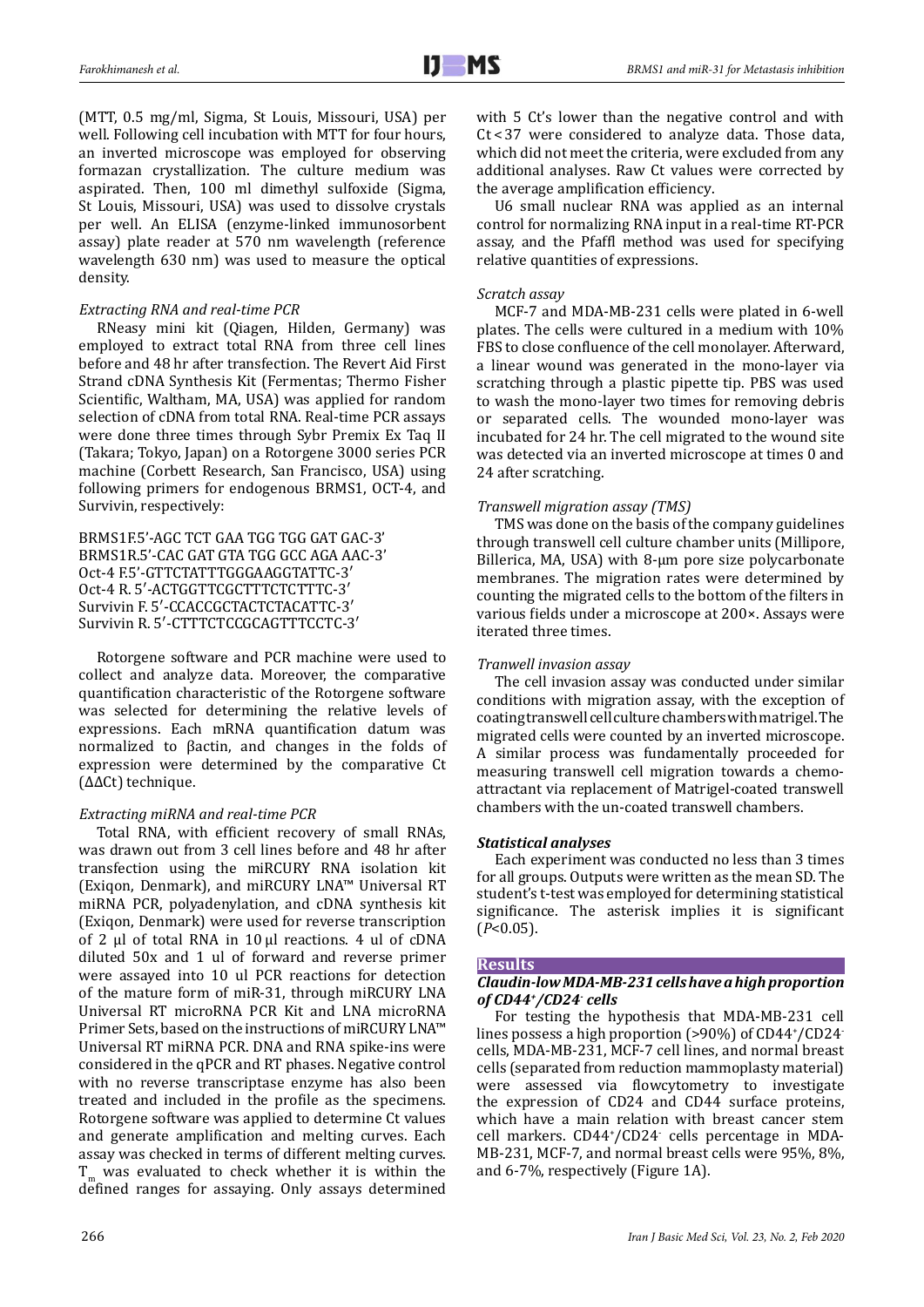(MTT, 0.5 mg/ml, Sigma, St Louis, Missouri, USA) per well. Following cell incubation with MTT for four hours, an inverted microscope was employed for observing formazan crystallization. The culture medium was aspirated. Then, 100 ml dimethyl sulfoxide (Sigma, St Louis, Missouri, USA) was used to dissolve crystals per well. An ELISA (enzyme-linked immunosorbent assay) plate reader at 570 nm wavelength (reference wavelength 630 nm) was used to measure the optical density.

*Extracting RNA and real-time PCR*

RNeasy mini kit (Qiagen, Hilden, Germany) was employed to extract total RNA from three cell lines before and 48 hr after transfection. The Revert Aid First Strand cDNA Synthesis Kit (Fermentas; Thermo Fisher Scientific, Waltham, MA, USA) was applied for random selection of cDNA from total RNA. Real-time PCR assays were done three times through Sybr Premix Ex Taq II (Takara; Tokyo, Japan) on a Rotorgene 3000 series PCR machine (Corbett Research, San Francisco, USA) using following primers for endogenous BRMS1, OCT-4, and Survivin, respectively:

BRMS1F.5′-AGC TCT GAA TGG TGG GAT GAC-3′
BRMS1R.5′-CAC GAT GTA TGG GCC AGA AAC-3′
Oct-4 F.5′-GTTCTATTTGGGAAGGTATTC-3′
Oct-4 R. 5′-ACTGGTTCGCTTTCTCTTTC-3′
Survivin F. 5′-CCACCGCTACTCTACATTC-3′
Survivin R. 5′-CTTTCTCCGCAGTTTCCTC-3′

Rotorgene software and PCR machine were used to collect and analyze data. Moreover, the comparative quantification characteristic of the Rotorgene software was selected for determining the relative levels of expressions. Each mRNA quantification datum was normalized to βactin, and changes in the folds of expression were determined by the comparative Ct (ΔΔCt) technique.

*Extracting miRNA and real-time PCR*

Total RNA, with efficient recovery of small RNAs, was drawn out from 3 cell lines before and 48 hr after transfection using the miRCURY RNA isolation kit (Exiqon, Denmark), and miRCURY LNA™ Universal RT miRNA PCR, polyadenylation, and cDNA synthesis kit (Exiqon, Denmark) were used for reverse transcription of 2 µl of total RNA in 10 µl reactions. 4 ul of cDNA diluted 50x and 1 ul of forward and reverse primer were assayed into 10 ul PCR reactions for detection of the mature form of miR-31, through miRCURY LNA Universal RT microRNA PCR Kit and LNA microRNA Primer Sets, based on the instructions of miRCURY LNA™ Universal RT miRNA PCR. DNA and RNA spike-ins were considered in the qPCR and RT phases. Negative control with no reverse transcriptase enzyme has also been treated and included in the profile as the specimens. Rotorgene software was applied to determine Ct values and generate amplification and melting curves. Each assay was checked in terms of different melting curves. $T_m$ was evaluated to check whether it is within the defined ranges for assaying. Only assays determined with 5 Ct's lower than the negative control and with Ct < 37 were considered to analyze data. Those data, which did not meet the criteria, were excluded from any additional analyses. Raw Ct values were corrected by the average amplification efficiency.

U6 small nuclear RNA was applied as an internal control for normalizing RNA input in a real-time RT-PCR assay, and the Pfaffl method was used for specifying relative quantities of expressions.

*Scratch assay*

MCF-7 and MDA-MB-231 cells were plated in 6-well plates. The cells were cultured in a medium with 10% FBS to close confluence of the cell monolayer. Afterward, a linear wound was generated in the mono-layer via scratching through a plastic pipette tip. PBS was used to wash the mono-layer two times for removing debris or separated cells. The wounded mono-layer was incubated for 24 hr. The cell migrated to the wound site was detected via an inverted microscope at times 0 and 24 after scratching.

*Transwell migration assay (TMS)*

TMS was done on the basis of the company guidelines through transwell cell culture chamber units (Millipore, Billerica, MA, USA) with 8-µm pore size polycarbonate membranes. The migration rates were determined by counting the migrated cells to the bottom of the filters in various fields under a microscope at 200×. Assays were iterated three times.

*Tranwell invasion assay*

The cell invasion assay was conducted under similar conditions with migration assay, with the exception of coating transwell cell culture chambers with matrigel. The migrated cells were counted by an inverted microscope. A similar process was fundamentally proceeded for measuring transwell cell migration towards a chemo-attractant via replacement of Matrigel-coated transwell chambers with the un-coated transwell chambers.

***Statistical analyses***

Each experiment was conducted no less than 3 times for all groups. Outputs were written as the mean SD. The student's t-test was employed for determining statistical significance. The asterisk implies it is significant ($P$<0.05).

## Results

***Claudin-low MDA-MB-231 cells have a high proportion of $CD44^+/CD24^-$ cells***

For testing the hypothesis that MDA-MB-231 cell lines possess a high proportion (>90%) of $CD44^+/CD24^-$ cells, MDA-MB-231, MCF-7 cell lines, and normal breast cells (separated from reduction mammoplasty material) were assessed via flowcytometry to investigate the expression of CD24 and CD44 surface proteins, which have a main relation with breast cancer stem cell markers. $CD44^+/CD24^-$ cells percentage in MDA-MB-231, MCF-7, and normal breast cells were 95%, 8%, and 6-7%, respectively (Figure 1A).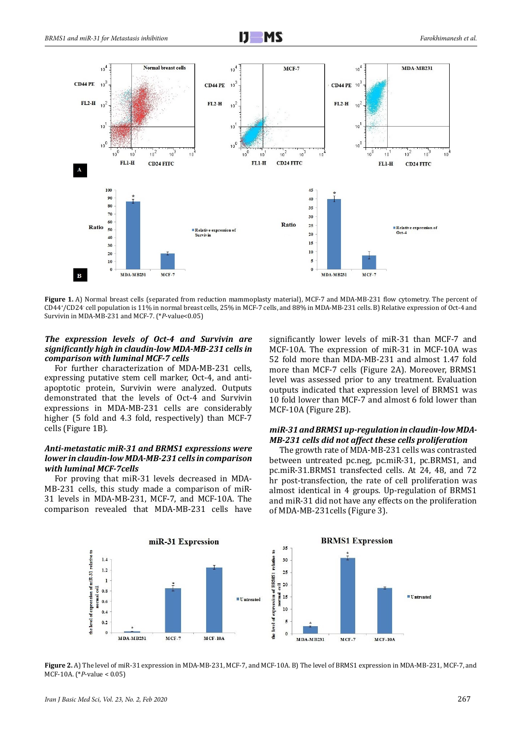**Figure 1.** A) Normal breast cells (separated from reduction mammoplasty material), MCF-7 and MDA-MB-231 flow cytometry. The percent of $CD44^+/CD24^-$ cell population is 11% in normal breast cells, 25% in MCF-7 cells, and 88% in MDA-MB-231 cells. B) Relative expression of Oct-4 and Survivin in MDA-MB-231 and MCF-7. (\**P*-value<0.05)

***The expression levels of Oct-4 and Survivin are significantly high in claudin-low MDA-MB-231 cells in comparison with luminal MCF-7 cells***

For further characterization of MDA-MB-231 cells, expressing putative stem cell marker, Oct-4, and anti-apoptotic protein, Survivin were analyzed. Outputs demonstrated that the levels of Oct-4 and Survivin expressions in MDA-MB-231 cells are considerably higher (5 fold and 4.3 fold, respectively) than MCF-7 cells (Figure 1B).

***Anti-metastatic miR-31 and BRMS1 expressions were lower in claudin-low MDA-MB-231 cells in comparison with luminal MCF-7cells***

For proving that miR-31 levels decreased in MDA-MB-231 cells, this study made a comparison of miR-31 levels in MDA-MB-231, MCF-7, and MCF-10A. The comparison revealed that MDA-MB-231 cells have significantly lower levels of miR-31 than MCF-7 and MCF-10A. The expression of miR-31 in MCF-10A was 52 fold more than MDA-MB-231 and almost 1.47 fold more than MCF-7 cells (Figure 2A). Moreover, BRMS1 level was assessed prior to any treatment. Evaluation outputs indicated that expression level of BRMS1 was 10 fold lower than MCF-7 and almost 6 fold lower than MCF-10A (Figure 2B).

***miR-31 and BRMS1 up-regulation in claudin-low MDA-MB-231 cells did not affect these cells proliferation***

The growth rate of MDA-MB-231 cells was contrasted between untreated pc.neg, pc.miR-31, pc.BRMS1, and pc.miR-31.BRMS1 transfected cells. At 24, 48, and 72 hr post-transfection, the rate of cell proliferation was almost identical in 4 groups. Up-regulation of BRMS1 and miR-31 did not have any effects on the proliferation of MDA-MB-231cells (Figure 3).

**Figure 2.** A) The level of miR-31 expression in MDA-MB-231, MCF-7, and MCF-10A. B) The level of BRMS1 expression in MDA-MB-231, MCF-7, and MCF-10A. (\**P*-value < 0.05)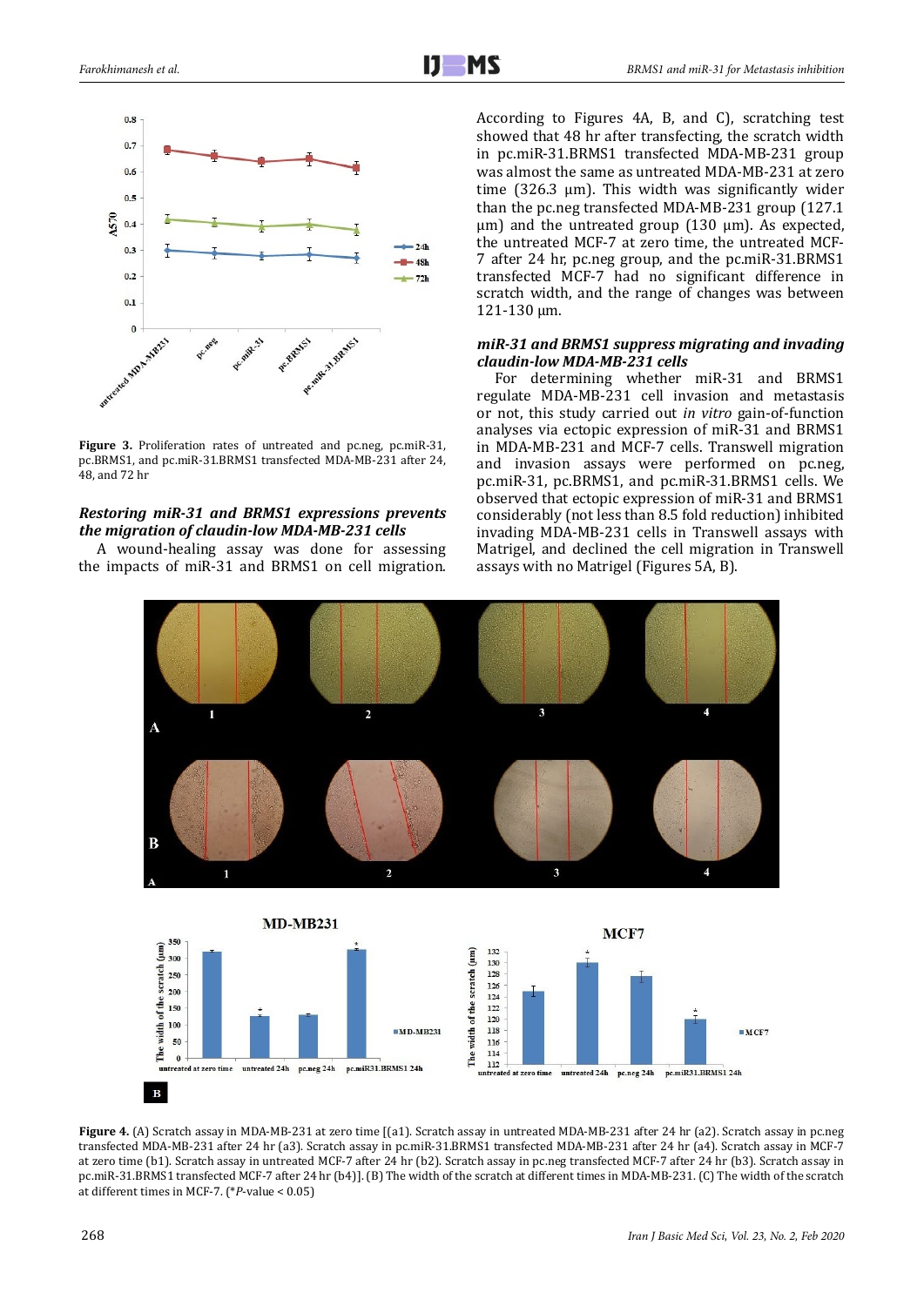Figure 3. Proliferation rates of untreated and pc.neg, pc.miR-31, pc.BRMS1, and pc.miR-31.BRMS1 transfected MDA-MB-231 after 24, 48, and 72 hr

### *Restoring miR-31 and BRMS1 expressions prevents the migration of claudin-low MDA-MB-231 cells*

A wound-healing assay was done for assessing the impacts of miR-31 and BRMS1 on cell migration. According to Figures 4A, B, and C), scratching test showed that 48 hr after transfecting, the scratch width in pc.miR-31.BRMS1 transfected MDA-MB-231 group was almost the same as untreated MDA-MB-231 at zero time (326.3 µm). This width was significantly wider than the pc.neg transfected MDA-MB-231 group (127.1 µm) and the untreated group (130 µm). As expected, the untreated MCF-7 at zero time, the untreated MCF-7 after 24 hr, pc.neg group, and the pc.miR-31.BRMS1 transfected MCF-7 had no significant difference in scratch width, and the range of changes was between 121-130 µm.

### *miR-31 and BRMS1 suppress migrating and invading claudin-low MDA-MB-231 cells*

For determining whether miR-31 and BRMS1 regulate MDA-MB-231 cell invasion and metastasis or not, this study carried out *in vitro* gain-of-function analyses via ectopic expression of miR-31 and BRMS1 in MDA-MB-231 and MCF-7 cells. Transwell migration and invasion assays were performed on pc.neg, pc.miR-31, pc.BRMS1, and pc.miR-31.BRMS1 cells. We observed that ectopic expression of miR-31 and BRMS1 considerably (not less than 8.5 fold reduction) inhibited invading MDA-MB-231 cells in Transwell assays with Matrigel, and declined the cell migration in Transwell assays with no Matrigel (Figures 5A, B).

Figure 4. (A) Scratch assay in MDA-MB-231 at zero time [(a1). Scratch assay in untreated MDA-MB-231 after 24 hr (a2). Scratch assay in pc.neg transfected MDA-MB-231 after 24 hr (a3). Scratch assay in pc.miR-31.BRMS1 transfected MDA-MB-231 after 24 hr (a4). Scratch assay in MCF-7 at zero time (b1). Scratch assay in untreated MCF-7 after 24 hr (b2). Scratch assay in pc.neg transfected MCF-7 after 24 hr (b3). Scratch assay in pc.miR-31.BRMS1 transfected MCF-7 after 24 hr (b4)]. (B) The width of the scratch at different times in MDA-MB-231. (C) The width of the scratch at different times in MCF-7. (\**P*-value < 0.05)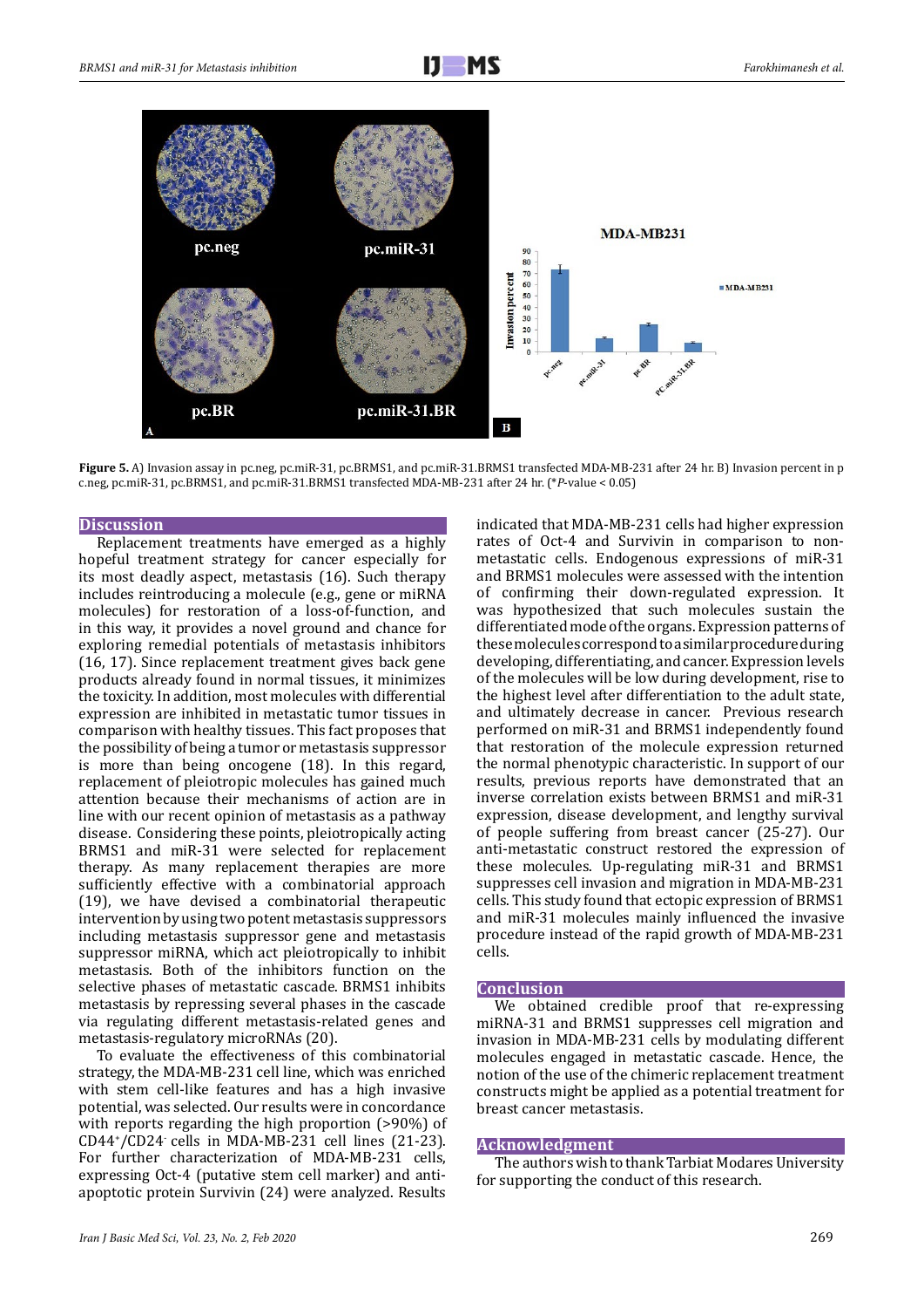**Figure 5.** A) Invasion assay in pc.neg, pc.miR-31, pc.BRMS1, and pc.miR-31.BRMS1 transfected MDA-MB-231 after 24 hr. B) Invasion percent in pc.neg, pc.miR-31, pc.BRMS1, and pc.miR-31.BRMS1 transfected MDA-MB-231 after 24 hr. (**P*-value < 0.05)

## Discussion

Replacement treatments have emerged as a highly hopeful treatment strategy for cancer especially for its most deadly aspect, metastasis (16). Such therapy includes reintroducing a molecule (e.g., gene or miRNA molecules) for restoration of a loss-of-function, and in this way, it provides a novel ground and chance for exploring remedial potentials of metastasis inhibitors (16, 17). Since replacement treatment gives back gene products already found in normal tissues, it minimizes the toxicity. In addition, most molecules with differential expression are inhibited in metastatic tumor tissues in comparison with healthy tissues. This fact proposes that the possibility of being a tumor or metastasis suppressor is more than being oncogene (18). In this regard, replacement of pleiotropic molecules has gained much attention because their mechanisms of action are in line with our recent opinion of metastasis as a pathway disease. Considering these points, pleiotropically acting BRMS1 and miR-31 were selected for replacement therapy. As many replacement therapies are more sufficiently effective with a combinatorial approach (19), we have devised a combinatorial therapeutic intervention by using two potent metastasis suppressors including metastasis suppressor gene and metastasis suppressor miRNA, which act pleiotropically to inhibit metastasis. Both of the inhibitors function on the selective phases of metastatic cascade. BRMS1 inhibits metastasis by repressing several phases in the cascade via regulating different metastasis-related genes and metastasis-regulatory microRNAs (20).

To evaluate the effectiveness of this combinatorial strategy, the MDA-MB-231 cell line, which was enriched with stem cell-like features and has a high invasive potential, was selected. Our results were in concordance with reports regarding the high proportion (>90%) of $CD44^+/CD24^-$ cells in MDA-MB-231 cell lines (21-23). For further characterization of MDA-MB-231 cells, expressing Oct-4 (putative stem cell marker) and anti-apoptotic protein Survivin (24) were analyzed. Results indicated that MDA-MB-231 cells had higher expression rates of Oct-4 and Survivin in comparison to non-metastatic cells. Endogenous expressions of miR-31 and BRMS1 molecules were assessed with the intention of confirming their down-regulated expression. It was hypothesized that such molecules sustain the differentiated mode of the organs. Expression patterns of these molecules correspond to a similar procedure during developing, differentiating, and cancer. Expression levels of the molecules will be low during development, rise to the highest level after differentiation to the adult state, and ultimately decrease in cancer. Previous research performed on miR-31 and BRMS1 independently found that restoration of the molecule expression returned the normal phenotypic characteristic. In support of our results, previous reports have demonstrated that an inverse correlation exists between BRMS1 and miR-31 expression, disease development, and lengthy survival of people suffering from breast cancer (25-27). Our anti-metastatic construct restored the expression of these molecules. Up-regulating miR-31 and BRMS1 suppresses cell invasion and migration in MDA-MB-231 cells. This study found that ectopic expression of BRMS1 and miR-31 molecules mainly influenced the invasive procedure instead of the rapid growth of MDA-MB-231 cells.

## Conclusion

We obtained credible proof that re-expressing miRNA-31 and BRMS1 suppresses cell migration and invasion in MDA-MB-231 cells by modulating different molecules engaged in metastatic cascade. Hence, the notion of the use of the chimeric replacement treatment constructs might be applied as a potential treatment for breast cancer metastasis.

## Acknowledgment

The authors wish to thank Tarbiat Modares University for supporting the conduct of this research.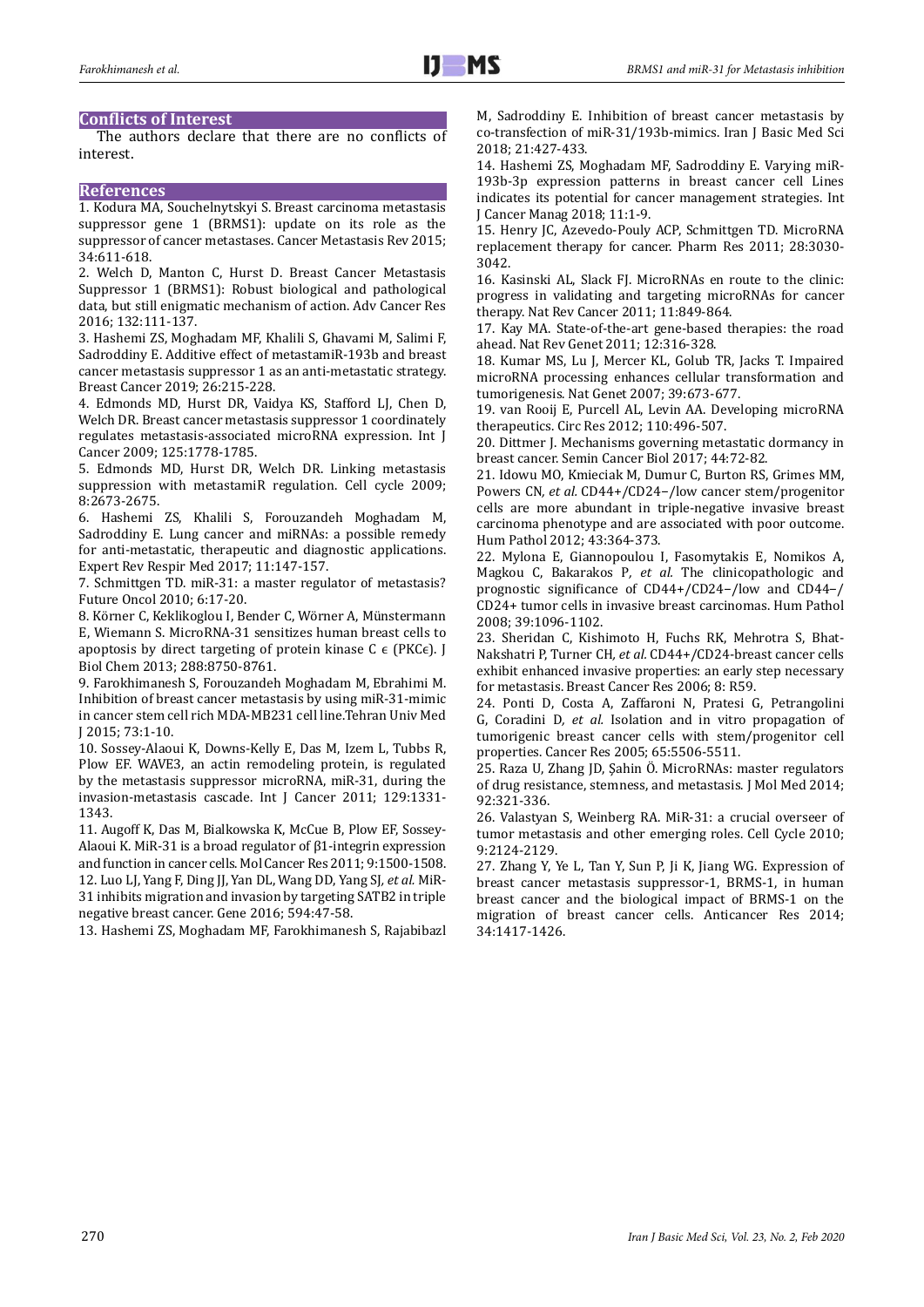## Conflicts of Interest

The authors declare that there are no conflicts of interest.

## References

1. Kodura MA, Souchelnytskyi S. Breast carcinoma metastasis suppressor gene 1 (BRMS1): update on its role as the suppressor of cancer metastases. Cancer Metastasis Rev 2015; 34:611-618.
2. Welch D, Manton C, Hurst D. Breast Cancer Metastasis Suppressor 1 (BRMS1): Robust biological and pathological data, but still enigmatic mechanism of action. Adv Cancer Res 2016; 132:111-137.
3. Hashemi ZS, Moghadam MF, Khalili S, Ghavami M, Salimi F, Sadroddiny E. Additive effect of metastamiR-193b and breast cancer metastasis suppressor 1 as an anti-metastatic strategy. Breast Cancer 2019; 26:215-228.
4. Edmonds MD, Hurst DR, Vaidya KS, Stafford LJ, Chen D, Welch DR. Breast cancer metastasis suppressor 1 coordinately regulates metastasis-associated microRNA expression. Int J Cancer 2009; 125:1778-1785.
5. Edmonds MD, Hurst DR, Welch DR. Linking metastasis suppression with metastamiR regulation. Cell cycle 2009; 8:2673-2675.
6. Hashemi ZS, Khalili S, Forouzandeh Moghadam M, Sadroddiny E. Lung cancer and miRNAs: a possible remedy for anti-metastatic, therapeutic and diagnostic applications. Expert Rev Respir Med 2017; 11:147-157.
7. Schmittgen TD. miR-31: a master regulator of metastasis? Future Oncol 2010; 6:17-20.
8. Körner C, Keklikoglou I, Bender C, Wörner A, Münstermann E, Wiemann S. MicroRNA-31 sensitizes human breast cells to apoptosis by direct targeting of protein kinase C ϵ (PKCϵ). J Biol Chem 2013; 288:8750-8761.
9. Farokhimanesh S, Forouzandeh Moghadam M, Ebrahimi M. Inhibition of breast cancer metastasis by using miR-31-mimic in cancer stem cell rich MDA-MB231 cell line.Tehran Univ Med J 2015; 73:1-10.
10. Sossey-Alaoui K, Downs-Kelly E, Das M, Izem L, Tubbs R, Plow EF. WAVE3, an actin remodeling protein, is regulated by the metastasis suppressor microRNA, miR-31, during the invasion-metastasis cascade. Int J Cancer 2011; 129:1331-1343.
11. Augoff K, Das M, Bialkowska K, McCue B, Plow EF, Sossey-Alaoui K. MiR-31 is a broad regulator of β1-integrin expression and function in cancer cells. Mol Cancer Res 2011; 9:1500-1508.
12. Luo LJ, Yang F, Ding JJ, Yan DL, Wang DD, Yang SJ, *et al.* MiR-31 inhibits migration and invasion by targeting SATB2 in triple negative breast cancer. Gene 2016; 594:47-58.
13. Hashemi ZS, Moghadam MF, Farokhimanesh S, Rajabibazl M, Sadroddiny E. Inhibition of breast cancer metastasis by co-transfection of miR-31/193b-mimics. Iran J Basic Med Sci 2018; 21:427-433.
14. Hashemi ZS, Moghadam MF, Sadroddiny E. Varying miR-193b-3p expression patterns in breast cancer cell Lines indicates its potential for cancer management strategies. Int J Cancer Manag 2018; 11:1-9.
15. Henry JC, Azevedo-Pouly ACP, Schmittgen TD. MicroRNA replacement therapy for cancer. Pharm Res 2011; 28:3030-3042.
16. Kasinski AL, Slack FJ. MicroRNAs en route to the clinic: progress in validating and targeting microRNAs for cancer therapy. Nat Rev Cancer 2011; 11:849-864.
17. Kay MA. State-of-the-art gene-based therapies: the road ahead. Nat Rev Genet 2011; 12:316-328.
18. Kumar MS, Lu J, Mercer KL, Golub TR, Jacks T. Impaired microRNA processing enhances cellular transformation and tumorigenesis. Nat Genet 2007; 39:673-677.
19. van Rooij E, Purcell AL, Levin AA. Developing microRNA therapeutics. Circ Res 2012; 110:496-507.
20. Dittmer J. Mechanisms governing metastatic dormancy in breast cancer. Semin Cancer Biol 2017; 44:72-82.
21. Idowu MO, Kmieciak M, Dumur C, Burton RS, Grimes MM, Powers CN, *et al.* CD44+/CD24−/low cancer stem/progenitor cells are more abundant in triple-negative invasive breast carcinoma phenotype and are associated with poor outcome. Hum Pathol 2012; 43:364-373.
22. Mylona E, Giannopoulou I, Fasomytakis E, Nomikos A, Magkou C, Bakarakos P, *et al.* The clinicopathologic and prognostic significance of CD44+/CD24−/low and CD44−/CD24+ tumor cells in invasive breast carcinomas. Hum Pathol 2008; 39:1096-1102.
23. Sheridan C, Kishimoto H, Fuchs RK, Mehrotra S, Bhat-Nakshatri P, Turner CH, *et al.* CD44+/CD24-breast cancer cells exhibit enhanced invasive properties: an early step necessary for metastasis. Breast Cancer Res 2006; 8: R59.
24. Ponti D, Costa A, Zaffaroni N, Pratesi G, Petrangolini G, Coradini D, *et al.* Isolation and in vitro propagation of tumorigenic breast cancer cells with stem/progenitor cell properties. Cancer Res 2005; 65:5506-5511.
25. Raza U, Zhang JD, Şahin Ö. MicroRNAs: master regulators of drug resistance, stemness, and metastasis. J Mol Med 2014; 92:321-336.
26. Valastyan S, Weinberg RA. MiR-31: a crucial overseer of tumor metastasis and other emerging roles. Cell Cycle 2010; 9:2124-2129.
27. Zhang Y, Ye L, Tan Y, Sun P, Ji K, Jiang WG. Expression of breast cancer metastasis suppressor-1, BRMS-1, in human breast cancer and the biological impact of BRMS-1 on the migration of breast cancer cells. Anticancer Res 2014; 34:1417-1426.